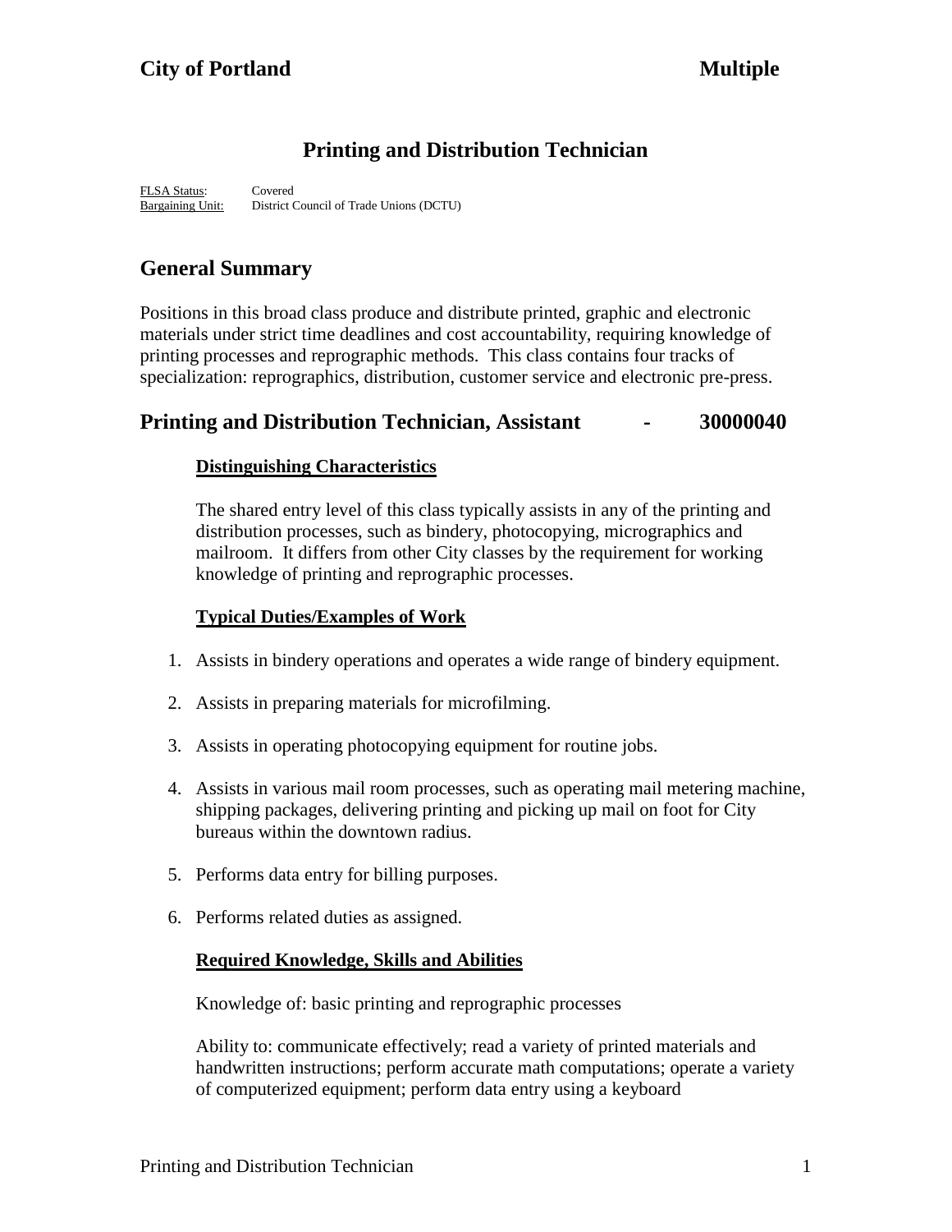**City of Portland** **Multiple**

# Printing and Distribution Technician

FLSA Status: Covered
Bargaining Unit: District Council of Trade Unions (DCTU)

## General Summary

Positions in this broad class produce and distribute printed, graphic and electronic materials under strict time deadlines and cost accountability, requiring knowledge of printing processes and reprographic methods. This class contains four tracks of specialization: reprographics, distribution, customer service and electronic pre-press.

## Printing and Distribution Technician, Assistant - 30000040

### Distinguishing Characteristics

The shared entry level of this class typically assists in any of the printing and distribution processes, such as bindery, photocopying, micrographics and mailroom. It differs from other City classes by the requirement for working knowledge of printing and reprographic processes.

### Typical Duties/Examples of Work

1. Assists in bindery operations and operates a wide range of bindery equipment.
2. Assists in preparing materials for microfilming.
3. Assists in operating photocopying equipment for routine jobs.
4. Assists in various mail room processes, such as operating mail metering machine, shipping packages, delivering printing and picking up mail on foot for City bureaus within the downtown radius.
5. Performs data entry for billing purposes.
6. Performs related duties as assigned.

### Required Knowledge, Skills and Abilities

Knowledge of: basic printing and reprographic processes

Ability to: communicate effectively; read a variety of printed materials and handwritten instructions; perform accurate math computations; operate a variety of computerized equipment; perform data entry using a keyboard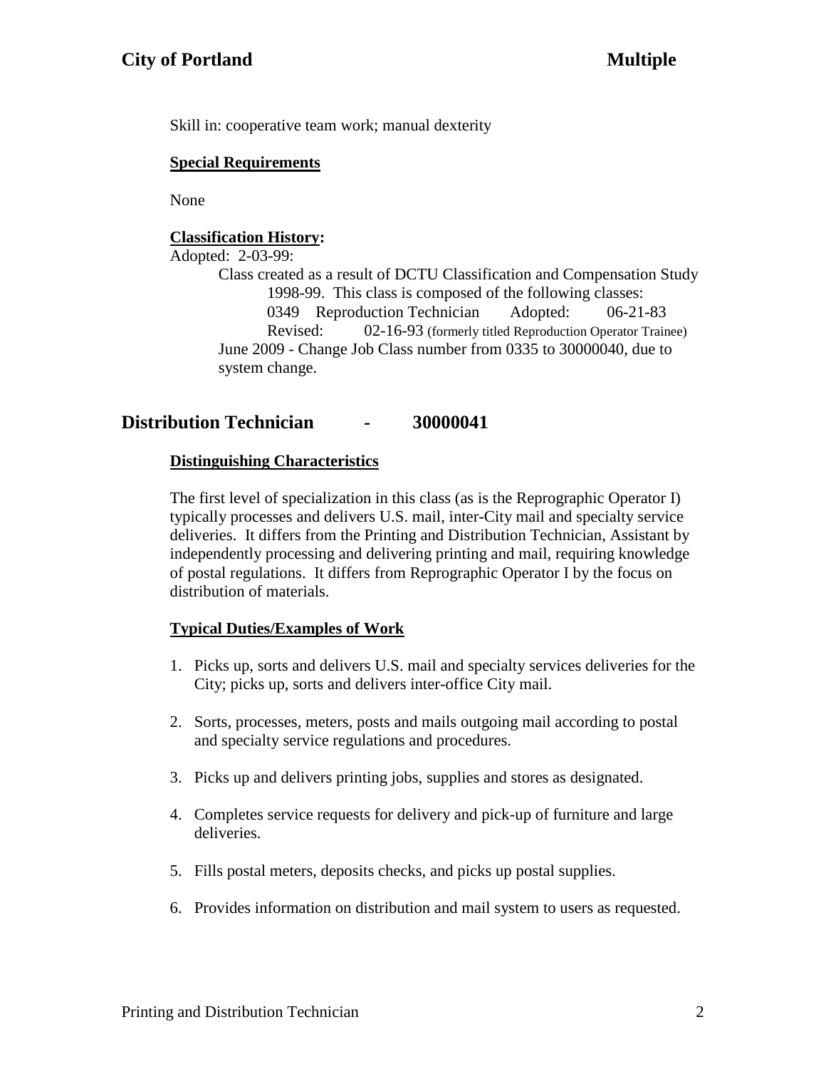Skill in: cooperative team work; manual dexterity

**Special Requirements**

None

**Classification History:**

Adopted: 2-03-99:

Class created as a result of DCTU Classification and Compensation Study 1998-99. This class is composed of the following classes:

0349 Reproduction Technician Adopted: 06-21-83
Revised: 02-16-93 (formerly titled Reproduction Operator Trainee)

June 2009 - Change Job Class number from 0335 to 30000040, due to system change.

## Distribution Technician - 30000041

**Distinguishing Characteristics**

The first level of specialization in this class (as is the Reprographic Operator I) typically processes and delivers U.S. mail, inter-City mail and specialty service deliveries. It differs from the Printing and Distribution Technician, Assistant by independently processing and delivering printing and mail, requiring knowledge of postal regulations. It differs from Reprographic Operator I by the focus on distribution of materials.

**Typical Duties/Examples of Work**

1. Picks up, sorts and delivers U.S. mail and specialty services deliveries for the City; picks up, sorts and delivers inter-office City mail.
2. Sorts, processes, meters, posts and mails outgoing mail according to postal and specialty service regulations and procedures.
3. Picks up and delivers printing jobs, supplies and stores as designated.
4. Completes service requests for delivery and pick-up of furniture and large deliveries.
5. Fills postal meters, deposits checks, and picks up postal supplies.
6. Provides information on distribution and mail system to users as requested.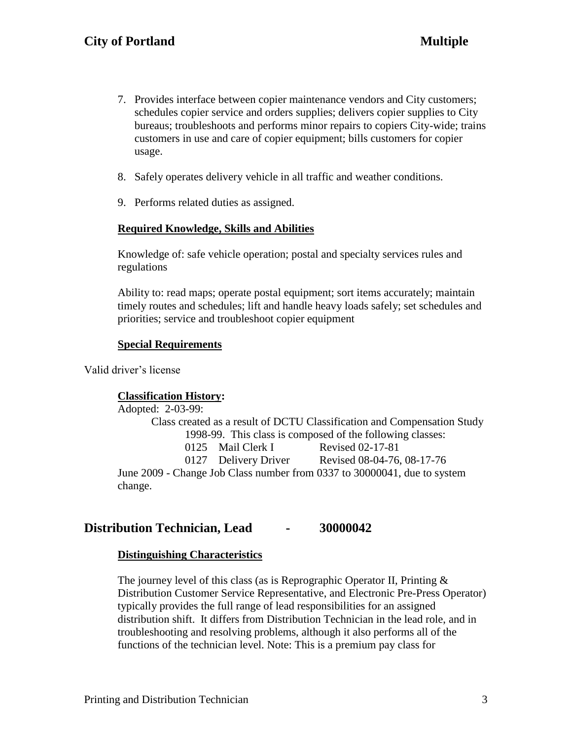7. Provides interface between copier maintenance vendors and City customers; schedules copier service and orders supplies; delivers copier supplies to City bureaus; troubleshoots and performs minor repairs to copiers City-wide; trains customers in use and care of copier equipment; bills customers for copier usage.

8. Safely operates delivery vehicle in all traffic and weather conditions.

9. Performs related duties as assigned.

**Required Knowledge, Skills and Abilities**

Knowledge of: safe vehicle operation; postal and specialty services rules and regulations

Ability to: read maps; operate postal equipment; sort items accurately; maintain timely routes and schedules; lift and handle heavy loads safely; set schedules and priorities; service and troubleshoot copier equipment

**Special Requirements**

Valid driver's license

**Classification History:**

Adopted: 2-03-99:

Class created as a result of DCTU Classification and Compensation Study 1998-99. This class is composed of the following classes:

| | | |
|---|---|---|
| 0125 | Mail Clerk I | Revised 02-17-81 |
| 0127 | Delivery Driver | Revised 08-04-76, 08-17-76 |

June 2009 - Change Job Class number from 0337 to 30000041, due to system change.

## Distribution Technician, Lead - 30000042

**Distinguishing Characteristics**

The journey level of this class (as is Reprographic Operator II, Printing & Distribution Customer Service Representative, and Electronic Pre-Press Operator) typically provides the full range of lead responsibilities for an assigned distribution shift. It differs from Distribution Technician in the lead role, and in troubleshooting and resolving problems, although it also performs all of the functions of the technician level. Note: This is a premium pay class for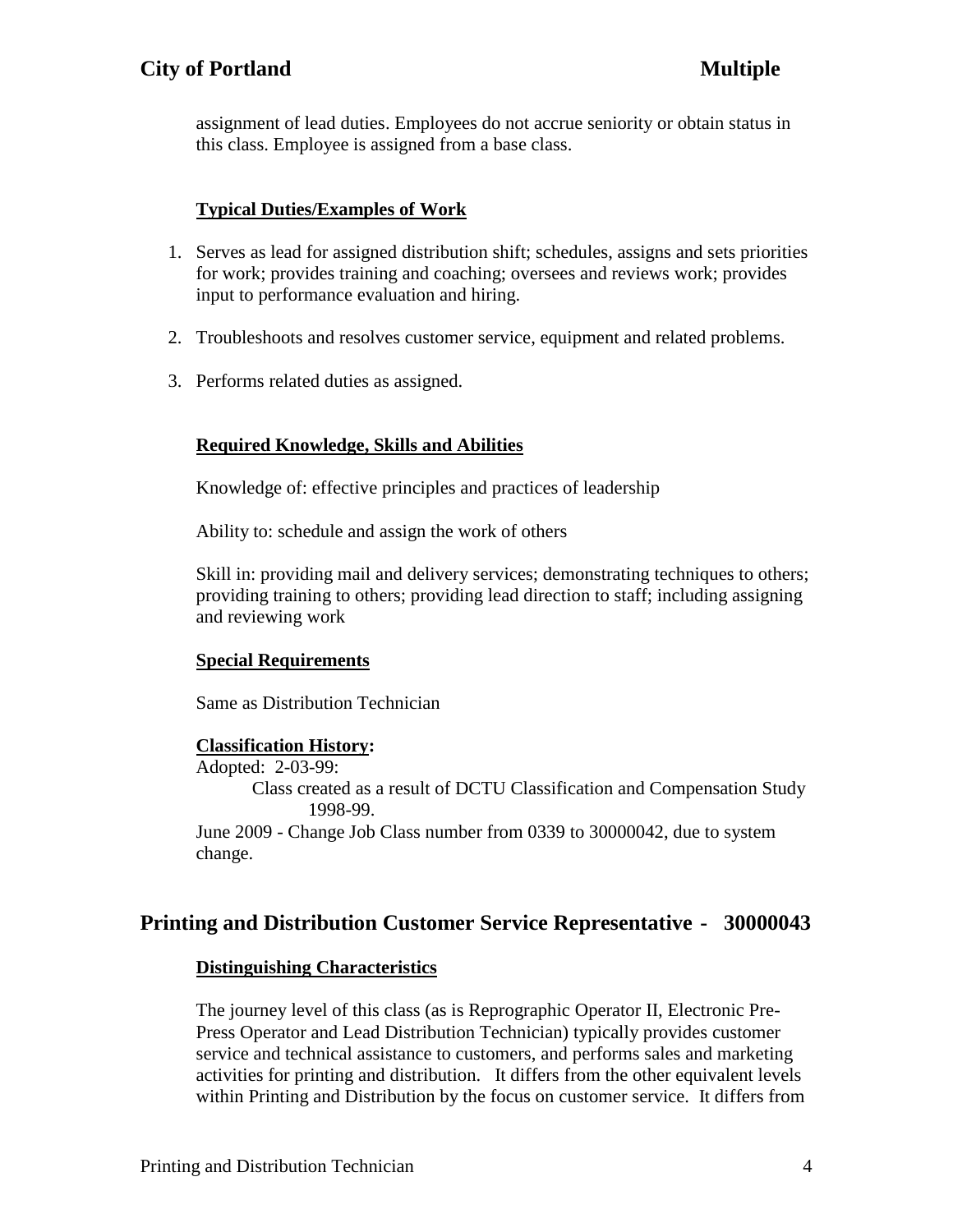assignment of lead duties. Employees do not accrue seniority or obtain status in this class. Employee is assigned from a base class.

**Typical Duties/Examples of Work**

1. Serves as lead for assigned distribution shift; schedules, assigns and sets priorities for work; provides training and coaching; oversees and reviews work; provides input to performance evaluation and hiring.
2. Troubleshoots and resolves customer service, equipment and related problems.
3. Performs related duties as assigned.

**Required Knowledge, Skills and Abilities**

Knowledge of: effective principles and practices of leadership

Ability to: schedule and assign the work of others

Skill in: providing mail and delivery services; demonstrating techniques to others; providing training to others; providing lead direction to staff; including assigning and reviewing work

**Special Requirements**

Same as Distribution Technician

**Classification History:**

Adopted: 2-03-99:
Class created as a result of DCTU Classification and Compensation Study 1998-99.
June 2009 - Change Job Class number from 0339 to 30000042, due to system change.

## Printing and Distribution Customer Service Representative - 30000043

**Distinguishing Characteristics**

The journey level of this class (as is Reprographic Operator II, Electronic Pre-Press Operator and Lead Distribution Technician) typically provides customer service and technical assistance to customers, and performs sales and marketing activities for printing and distribution. It differs from the other equivalent levels within Printing and Distribution by the focus on customer service. It differs from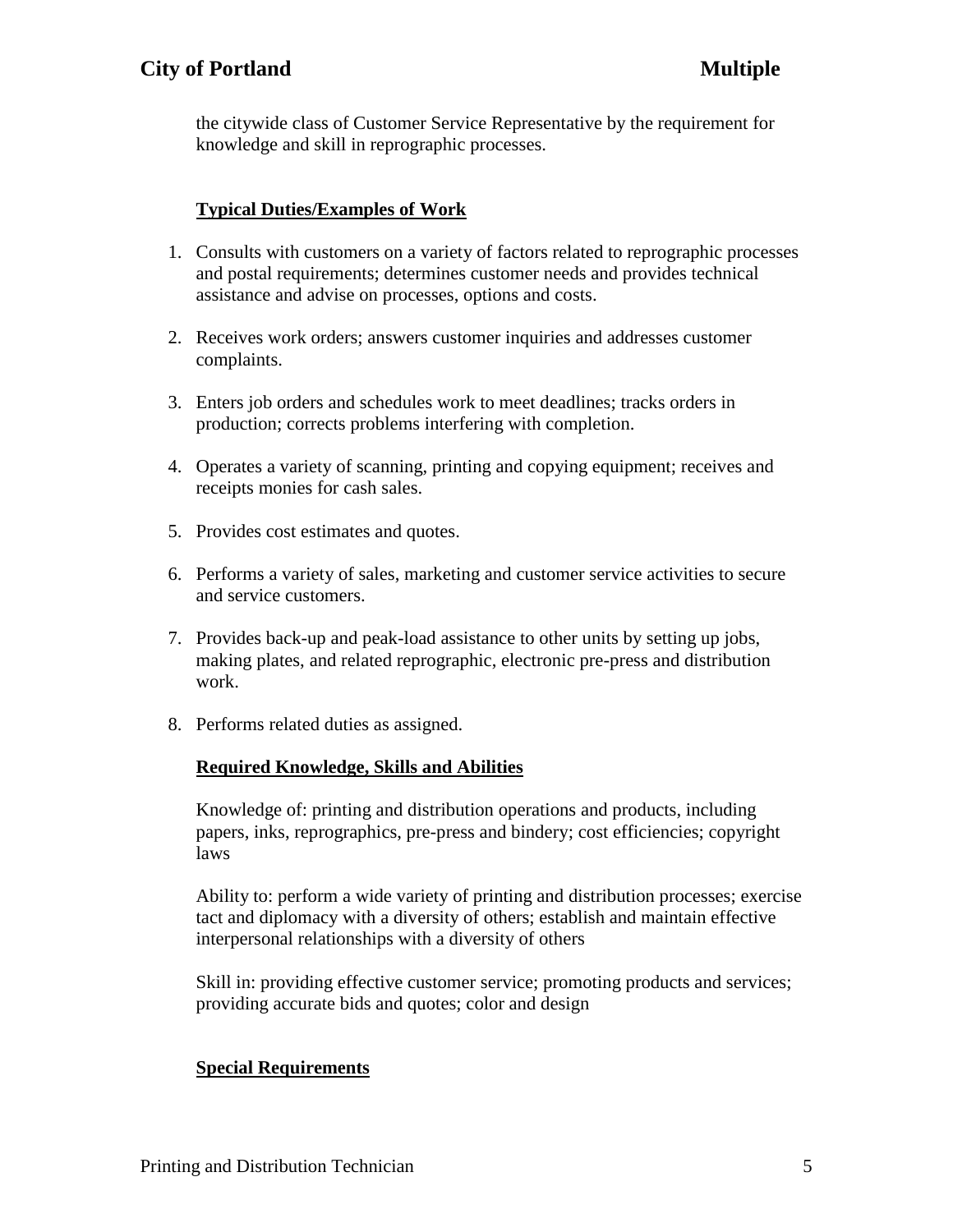the citywide class of Customer Service Representative by the requirement for knowledge and skill in reprographic processes.

## Typical Duties/Examples of Work

1. Consults with customers on a variety of factors related to reprographic processes and postal requirements; determines customer needs and provides technical assistance and advise on processes, options and costs.

2. Receives work orders; answers customer inquiries and addresses customer complaints.

3. Enters job orders and schedules work to meet deadlines; tracks orders in production; corrects problems interfering with completion.

4. Operates a variety of scanning, printing and copying equipment; receives and receipts monies for cash sales.

5. Provides cost estimates and quotes.

6. Performs a variety of sales, marketing and customer service activities to secure and service customers.

7. Provides back-up and peak-load assistance to other units by setting up jobs, making plates, and related reprographic, electronic pre-press and distribution work.

8. Performs related duties as assigned.

## Required Knowledge, Skills and Abilities

Knowledge of: printing and distribution operations and products, including papers, inks, reprographics, pre-press and bindery; cost efficiencies; copyright laws

Ability to: perform a wide variety of printing and distribution processes; exercise tact and diplomacy with a diversity of others; establish and maintain effective interpersonal relationships with a diversity of others

Skill in: providing effective customer service; promoting products and services; providing accurate bids and quotes; color and design

## Special Requirements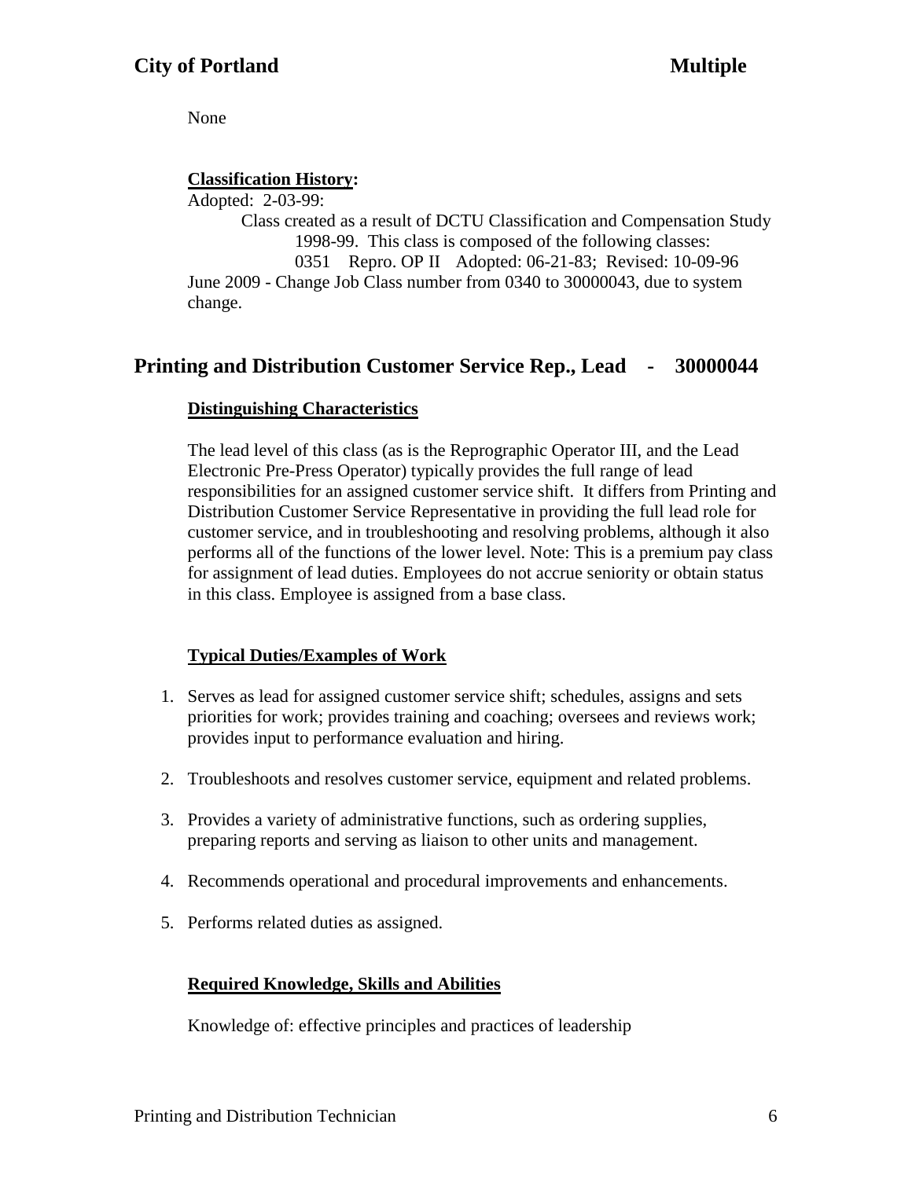None

**Classification History:**

Adopted: 2-03-99:

Class created as a result of DCTU Classification and Compensation Study 1998-99. This class is composed of the following classes:

0351 Repro. OP II Adopted: 06-21-83; Revised: 10-09-96

June 2009 - Change Job Class number from 0340 to 30000043, due to system change.

## Printing and Distribution Customer Service Rep., Lead - 30000044

### Distinguishing Characteristics

The lead level of this class (as is the Reprographic Operator III, and the Lead Electronic Pre-Press Operator) typically provides the full range of lead responsibilities for an assigned customer service shift. It differs from Printing and Distribution Customer Service Representative in providing the full lead role for customer service, and in troubleshooting and resolving problems, although it also performs all of the functions of the lower level. Note: This is a premium pay class for assignment of lead duties. Employees do not accrue seniority or obtain status in this class. Employee is assigned from a base class.

### Typical Duties/Examples of Work

1. Serves as lead for assigned customer service shift; schedules, assigns and sets priorities for work; provides training and coaching; oversees and reviews work; provides input to performance evaluation and hiring.
2. Troubleshoots and resolves customer service, equipment and related problems.
3. Provides a variety of administrative functions, such as ordering supplies, preparing reports and serving as liaison to other units and management.
4. Recommends operational and procedural improvements and enhancements.
5. Performs related duties as assigned.

### Required Knowledge, Skills and Abilities

Knowledge of: effective principles and practices of leadership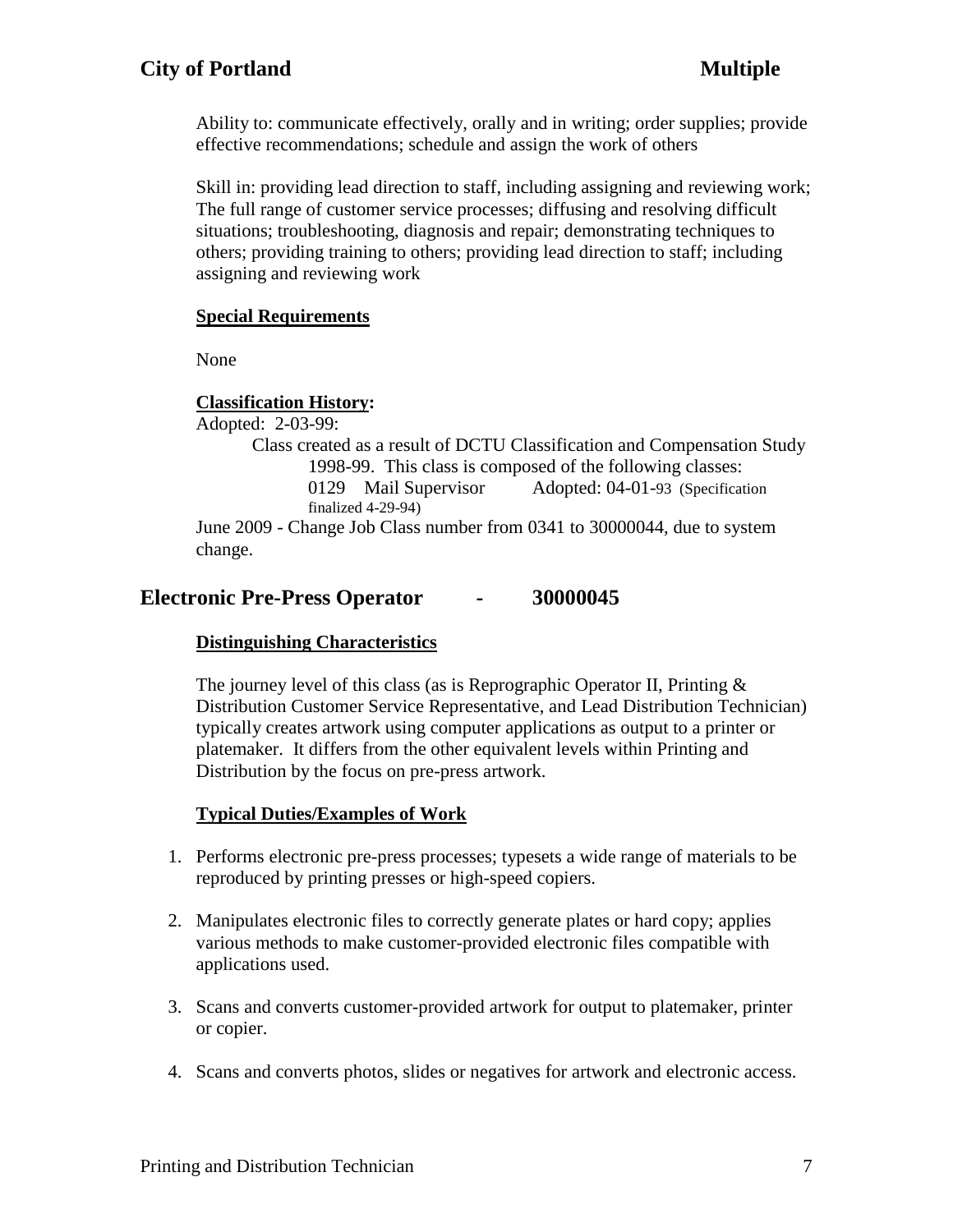Ability to: communicate effectively, orally and in writing; order supplies; provide effective recommendations; schedule and assign the work of others

Skill in: providing lead direction to staff, including assigning and reviewing work; The full range of customer service processes; diffusing and resolving difficult situations; troubleshooting, diagnosis and repair; demonstrating techniques to others; providing training to others; providing lead direction to staff; including assigning and reviewing work

**Special Requirements**

None

**Classification History:**

Adopted: 2-03-99:

Class created as a result of DCTU Classification and Compensation Study 1998-99. This class is composed of the following classes:

0129 Mail Supervisor Adopted: 04-01-93 (Specification finalized 4-29-94)

June 2009 - Change Job Class number from 0341 to 30000044, due to system change.

## Electronic Pre-Press Operator - 30000045

**Distinguishing Characteristics**

The journey level of this class (as is Reprographic Operator II, Printing & Distribution Customer Service Representative, and Lead Distribution Technician) typically creates artwork using computer applications as output to a printer or platemaker. It differs from the other equivalent levels within Printing and Distribution by the focus on pre-press artwork.

**Typical Duties/Examples of Work**

1. Performs electronic pre-press processes; typesets a wide range of materials to be reproduced by printing presses or high-speed copiers.
2. Manipulates electronic files to correctly generate plates or hard copy; applies various methods to make customer-provided electronic files compatible with applications used.
3. Scans and converts customer-provided artwork for output to platemaker, printer or copier.
4. Scans and converts photos, slides or negatives for artwork and electronic access.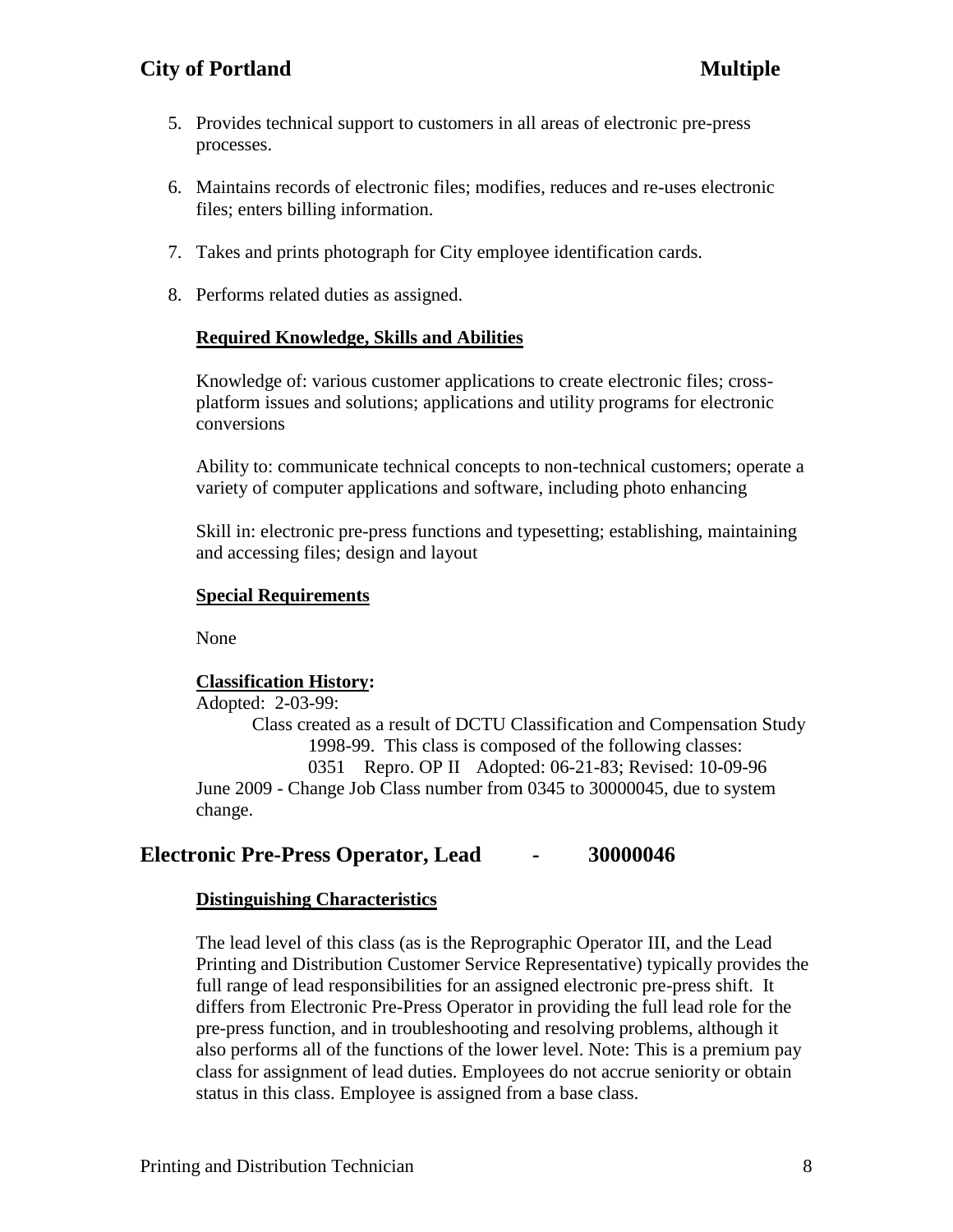5. Provides technical support to customers in all areas of electronic pre-press processes.

6. Maintains records of electronic files; modifies, reduces and re-uses electronic files; enters billing information.

7. Takes and prints photograph for City employee identification cards.

8. Performs related duties as assigned.

**Required Knowledge, Skills and Abilities**

Knowledge of: various customer applications to create electronic files; cross-platform issues and solutions; applications and utility programs for electronic conversions

Ability to: communicate technical concepts to non-technical customers; operate a variety of computer applications and software, including photo enhancing

Skill in: electronic pre-press functions and typesetting; establishing, maintaining and accessing files; design and layout

**Special Requirements**

None

**Classification History:**

Adopted: 2-03-99:
Class created as a result of DCTU Classification and Compensation Study 1998-99. This class is composed of the following classes:
0351 Repro. OP II Adopted: 06-21-83; Revised: 10-09-96
June 2009 - Change Job Class number from 0345 to 30000045, due to system change.

## Electronic Pre-Press Operator, Lead - 30000046

**Distinguishing Characteristics**

The lead level of this class (as is the Reprographic Operator III, and the Lead Printing and Distribution Customer Service Representative) typically provides the full range of lead responsibilities for an assigned electronic pre-press shift. It differs from Electronic Pre-Press Operator in providing the full lead role for the pre-press function, and in troubleshooting and resolving problems, although it also performs all of the functions of the lower level. Note: This is a premium pay class for assignment of lead duties. Employees do not accrue seniority or obtain status in this class. Employee is assigned from a base class.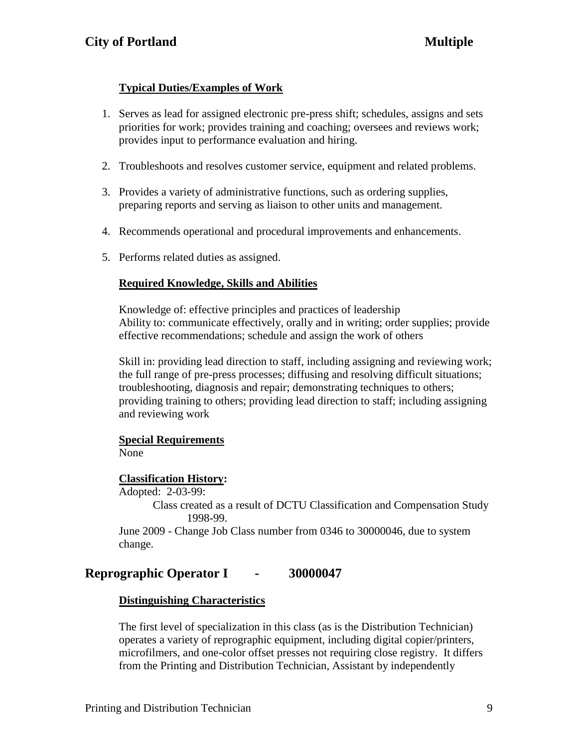### Typical Duties/Examples of Work

1. Serves as lead for assigned electronic pre-press shift; schedules, assigns and sets priorities for work; provides training and coaching; oversees and reviews work; provides input to performance evaluation and hiring.
2. Troubleshoots and resolves customer service, equipment and related problems.
3. Provides a variety of administrative functions, such as ordering supplies, preparing reports and serving as liaison to other units and management.
4. Recommends operational and procedural improvements and enhancements.
5. Performs related duties as assigned.

### Required Knowledge, Skills and Abilities

Knowledge of: effective principles and practices of leadership
Ability to: communicate effectively, orally and in writing; order supplies; provide effective recommendations; schedule and assign the work of others

Skill in: providing lead direction to staff, including assigning and reviewing work; the full range of pre-press processes; diffusing and resolving difficult situations; troubleshooting, diagnosis and repair; demonstrating techniques to others; providing training to others; providing lead direction to staff; including assigning and reviewing work

### Special Requirements

None

### Classification History:

Adopted: 2-03-99:
Class created as a result of DCTU Classification and Compensation Study 1998-99.
June 2009 - Change Job Class number from 0346 to 30000046, due to system change.

## Reprographic Operator I - 30000047

### Distinguishing Characteristics

The first level of specialization in this class (as is the Distribution Technician) operates a variety of reprographic equipment, including digital copier/printers, microfilmers, and one-color offset presses not requiring close registry. It differs from the Printing and Distribution Technician, Assistant by independently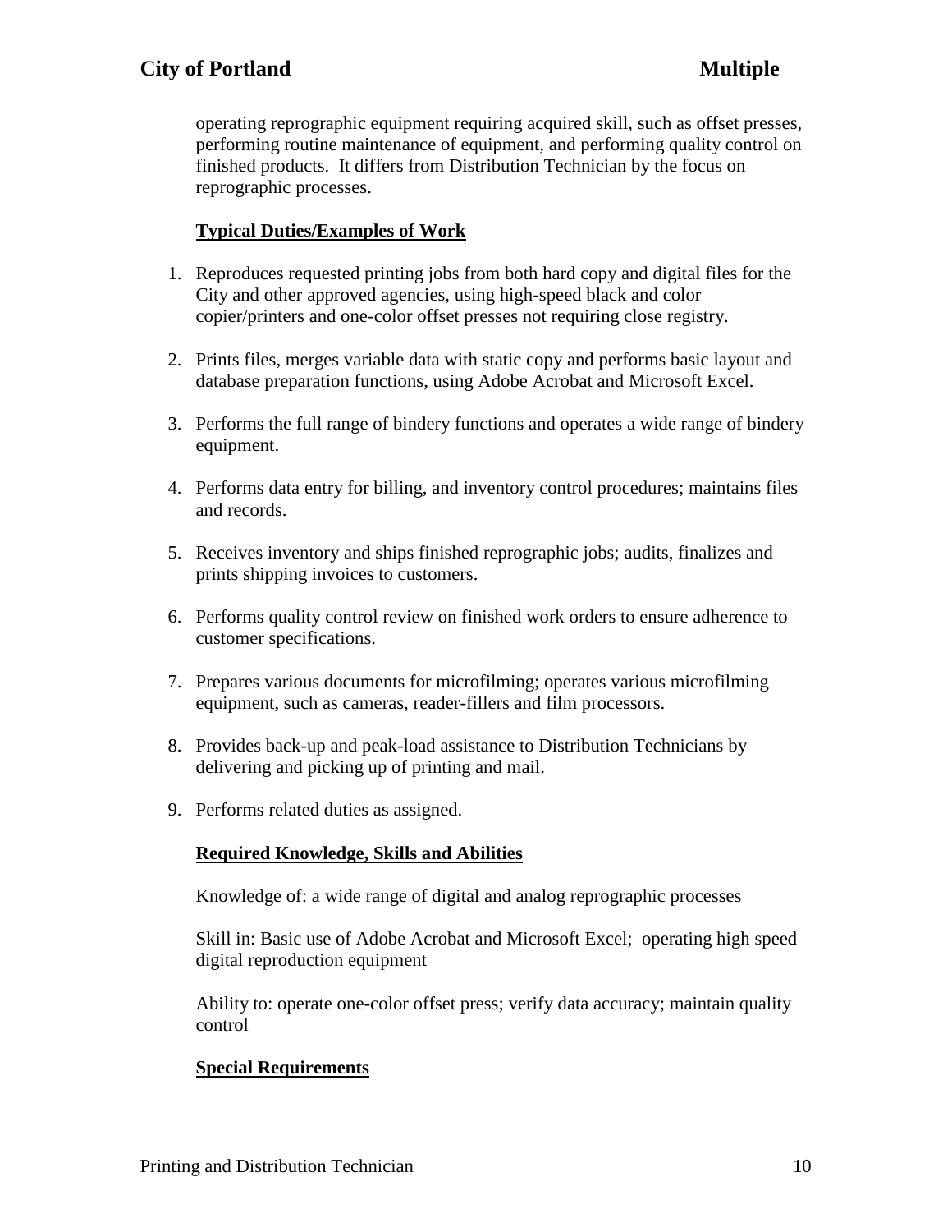operating reprographic equipment requiring acquired skill, such as offset presses, performing routine maintenance of equipment, and performing quality control on finished products. It differs from Distribution Technician by the focus on reprographic processes.

**Typical Duties/Examples of Work**

1. Reproduces requested printing jobs from both hard copy and digital files for the City and other approved agencies, using high-speed black and color copier/printers and one-color offset presses not requiring close registry.

2. Prints files, merges variable data with static copy and performs basic layout and database preparation functions, using Adobe Acrobat and Microsoft Excel.

3. Performs the full range of bindery functions and operates a wide range of bindery equipment.

4. Performs data entry for billing, and inventory control procedures; maintains files and records.

5. Receives inventory and ships finished reprographic jobs; audits, finalizes and prints shipping invoices to customers.

6. Performs quality control review on finished work orders to ensure adherence to customer specifications.

7. Prepares various documents for microfilming; operates various microfilming equipment, such as cameras, reader-fillers and film processors.

8. Provides back-up and peak-load assistance to Distribution Technicians by delivering and picking up of printing and mail.

9. Performs related duties as assigned.

**Required Knowledge, Skills and Abilities**

Knowledge of: a wide range of digital and analog reprographic processes

Skill in: Basic use of Adobe Acrobat and Microsoft Excel; operating high speed digital reproduction equipment

Ability to: operate one-color offset press; verify data accuracy; maintain quality control

**Special Requirements**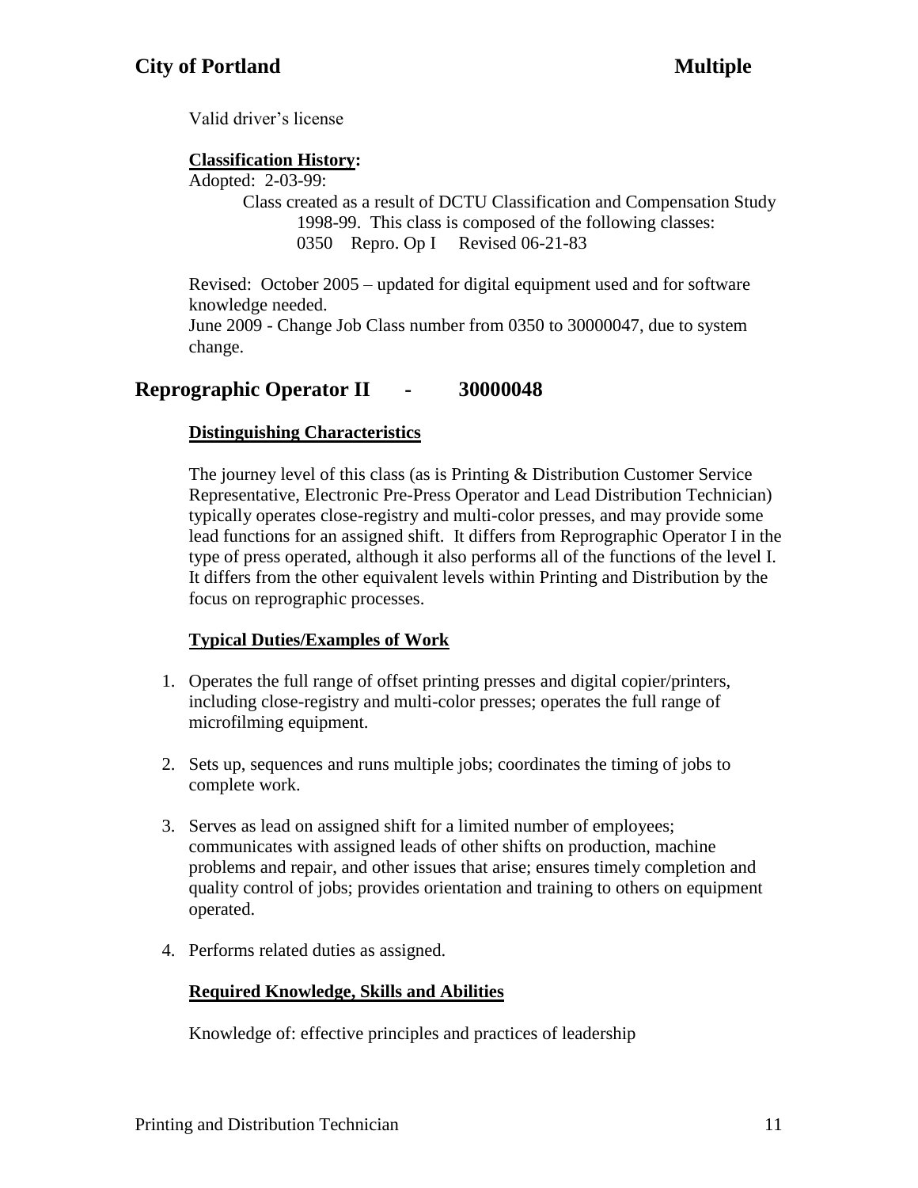Valid driver's license

**Classification History:**

Adopted: 2-03-99:

Class created as a result of DCTU Classification and Compensation Study 1998-99. This class is composed of the following classes:
0350 Repro. Op I Revised 06-21-83

Revised: October 2005 – updated for digital equipment used and for software knowledge needed.
June 2009 - Change Job Class number from 0350 to 30000047, due to system change.

## Reprographic Operator II - 30000048

**Distinguishing Characteristics**

The journey level of this class (as is Printing & Distribution Customer Service Representative, Electronic Pre-Press Operator and Lead Distribution Technician) typically operates close-registry and multi-color presses, and may provide some lead functions for an assigned shift. It differs from Reprographic Operator I in the type of press operated, although it also performs all of the functions of the level I. It differs from the other equivalent levels within Printing and Distribution by the focus on reprographic processes.

**Typical Duties/Examples of Work**

1. Operates the full range of offset printing presses and digital copier/printers, including close-registry and multi-color presses; operates the full range of microfilming equipment.
2. Sets up, sequences and runs multiple jobs; coordinates the timing of jobs to complete work.
3. Serves as lead on assigned shift for a limited number of employees; communicates with assigned leads of other shifts on production, machine problems and repair, and other issues that arise; ensures timely completion and quality control of jobs; provides orientation and training to others on equipment operated.
4. Performs related duties as assigned.

**Required Knowledge, Skills and Abilities**

Knowledge of: effective principles and practices of leadership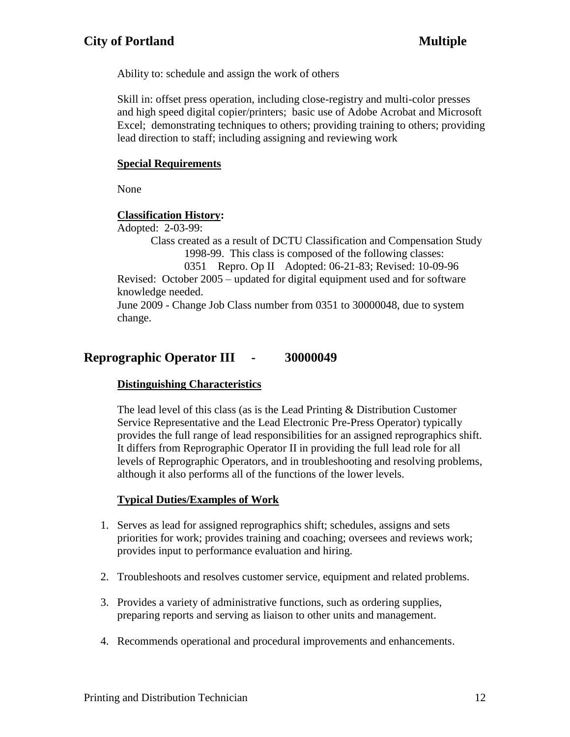Ability to: schedule and assign the work of others

Skill in: offset press operation, including close-registry and multi-color presses and high speed digital copier/printers; basic use of Adobe Acrobat and Microsoft Excel; demonstrating techniques to others; providing training to others; providing lead direction to staff; including assigning and reviewing work

**Special Requirements**

None

**Classification History:**

Adopted: 2-03-99:

Class created as a result of DCTU Classification and Compensation Study 1998-99. This class is composed of the following classes:

0351 Repro. Op II Adopted: 06-21-83; Revised: 10-09-96

Revised: October 2005 – updated for digital equipment used and for software knowledge needed.

June 2009 - Change Job Class number from 0351 to 30000048, due to system change.

## Reprographic Operator III - 30000049

**Distinguishing Characteristics**

The lead level of this class (as is the Lead Printing & Distribution Customer Service Representative and the Lead Electronic Pre-Press Operator) typically provides the full range of lead responsibilities for an assigned reprographics shift. It differs from Reprographic Operator II in providing the full lead role for all levels of Reprographic Operators, and in troubleshooting and resolving problems, although it also performs all of the functions of the lower levels.

**Typical Duties/Examples of Work**

1. Serves as lead for assigned reprographics shift; schedules, assigns and sets priorities for work; provides training and coaching; oversees and reviews work; provides input to performance evaluation and hiring.
2. Troubleshoots and resolves customer service, equipment and related problems.
3. Provides a variety of administrative functions, such as ordering supplies, preparing reports and serving as liaison to other units and management.
4. Recommends operational and procedural improvements and enhancements.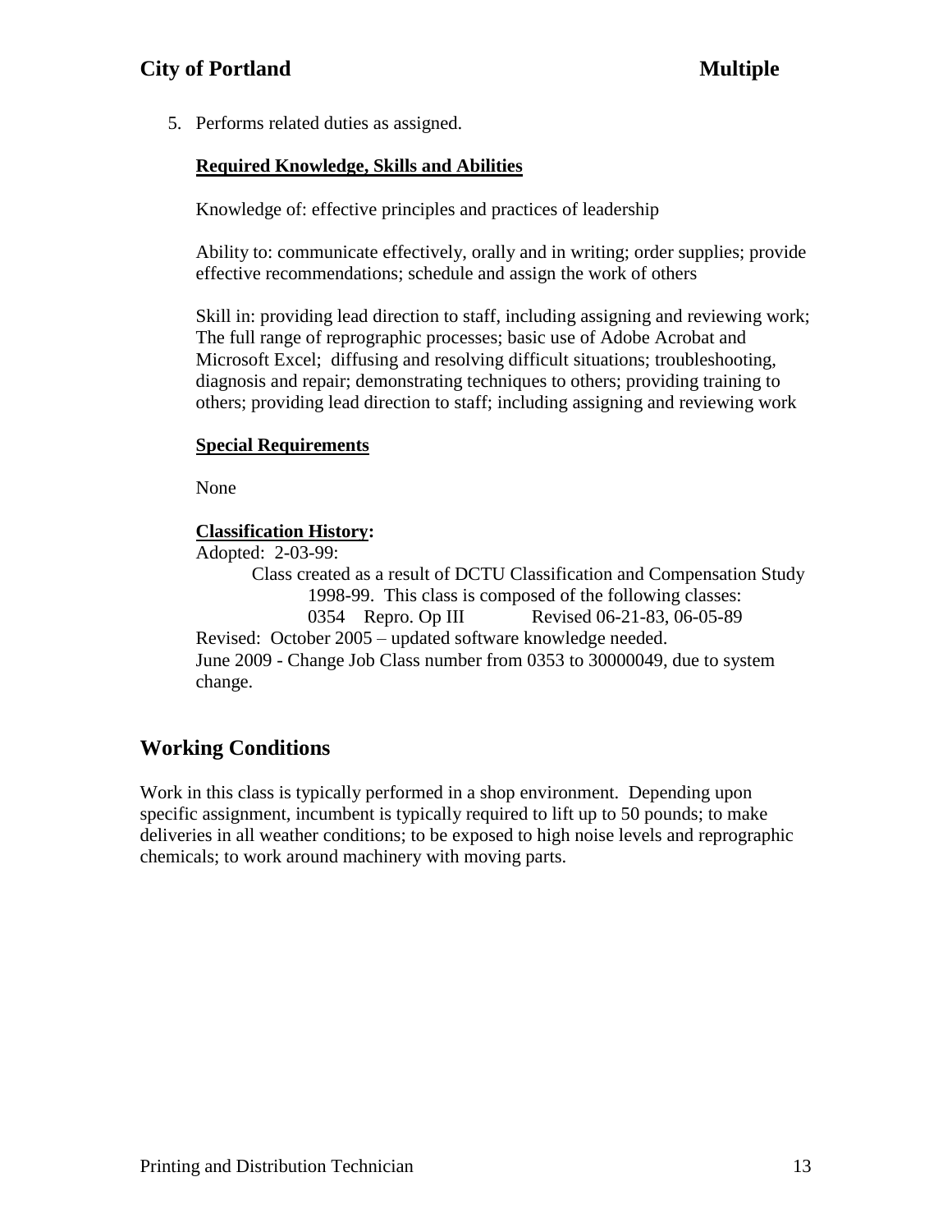5. Performs related duties as assigned.

**Required Knowledge, Skills and Abilities**

Knowledge of: effective principles and practices of leadership

Ability to: communicate effectively, orally and in writing; order supplies; provide effective recommendations; schedule and assign the work of others

Skill in: providing lead direction to staff, including assigning and reviewing work; The full range of reprographic processes; basic use of Adobe Acrobat and Microsoft Excel; diffusing and resolving difficult situations; troubleshooting, diagnosis and repair; demonstrating techniques to others; providing training to others; providing lead direction to staff; including assigning and reviewing work

**Special Requirements**

None

**Classification History:**

Adopted: 2-03-99:

Class created as a result of DCTU Classification and Compensation Study 1998-99. This class is composed of the following classes:

0354 Repro. Op III Revised 06-21-83, 06-05-89

Revised: October 2005 – updated software knowledge needed.

June 2009 - Change Job Class number from 0353 to 30000049, due to system change.

## Working Conditions

Work in this class is typically performed in a shop environment. Depending upon specific assignment, incumbent is typically required to lift up to 50 pounds; to make deliveries in all weather conditions; to be exposed to high noise levels and reprographic chemicals; to work around machinery with moving parts.